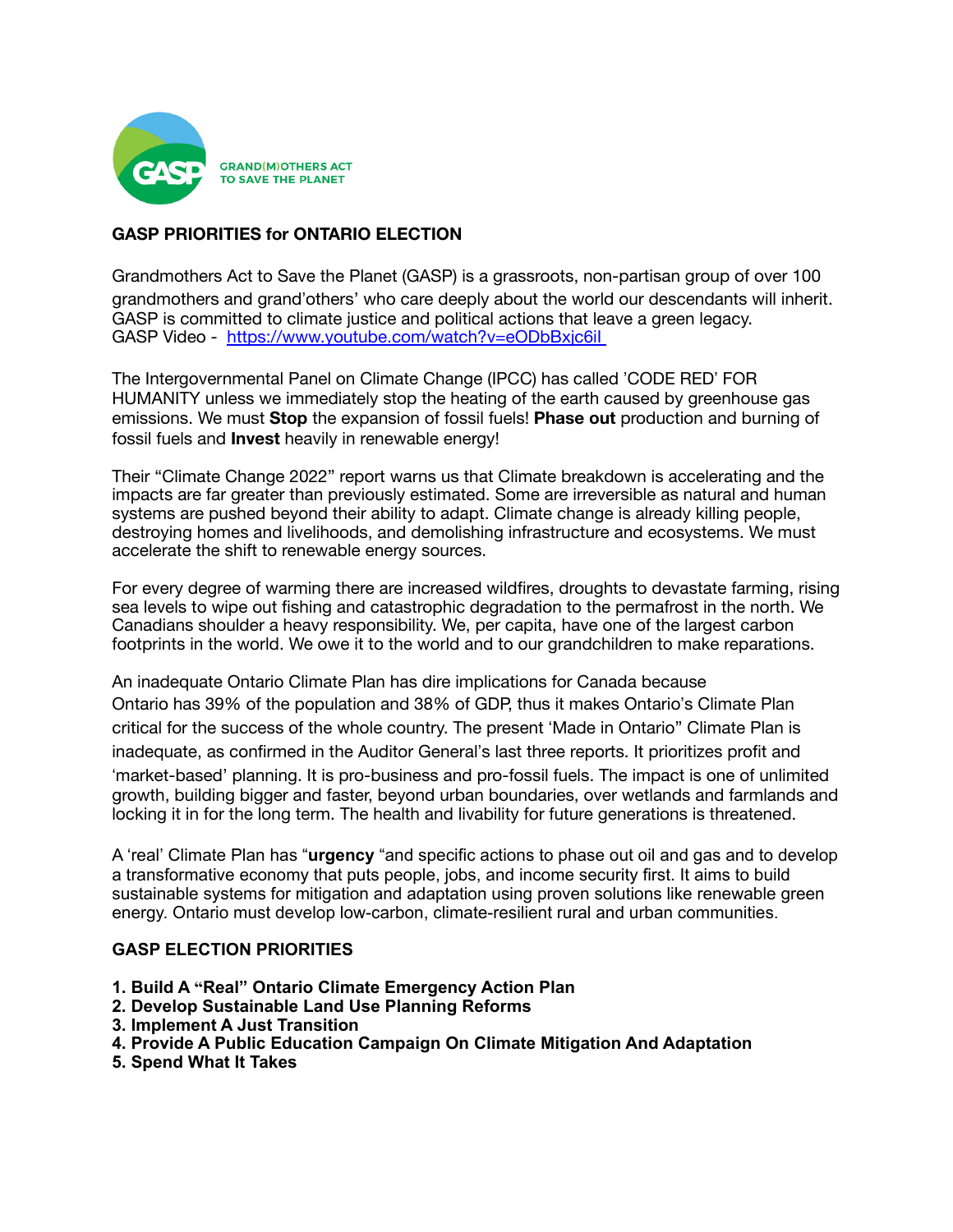GRAND(M)OTHERS ACT TO SAVE THE PLANET

## GASP PRIORITIES for ONTARIO ELECTION

Grandmothers Act to Save the Planet (GASP) is a grassroots, non-partisan group of over 100 grandmothers and grand'others' who care deeply about the world our descendants will inherit. GASP is committed to climate justice and political actions that leave a green legacy.
GASP Video - https://www.youtube.com/watch?v=eODbBxjc6iI

The Intergovernmental Panel on Climate Change (IPCC) has called 'CODE RED' FOR HUMANITY unless we immediately stop the heating of the earth caused by greenhouse gas emissions. We must **Stop** the expansion of fossil fuels! **Phase out** production and burning of fossil fuels and **Invest** heavily in renewable energy!

Their "Climate Change 2022" report warns us that Climate breakdown is accelerating and the impacts are far greater than previously estimated. Some are irreversible as natural and human systems are pushed beyond their ability to adapt. Climate change is already killing people, destroying homes and livelihoods, and demolishing infrastructure and ecosystems. We must accelerate the shift to renewable energy sources.

For every degree of warming there are increased wildfires, droughts to devastate farming, rising sea levels to wipe out fishing and catastrophic degradation to the permafrost in the north. We Canadians shoulder a heavy responsibility. We, per capita, have one of the largest carbon footprints in the world. We owe it to the world and to our grandchildren to make reparations.

An inadequate Ontario Climate Plan has dire implications for Canada because Ontario has 39% of the population and 38% of GDP, thus it makes Ontario's Climate Plan critical for the success of the whole country. The present 'Made in Ontario" Climate Plan is inadequate, as confirmed in the Auditor General's last three reports. It prioritizes profit and 'market-based' planning. It is pro-business and pro-fossil fuels. The impact is one of unlimited growth, building bigger and faster, beyond urban boundaries, over wetlands and farmlands and locking it in for the long term. The health and livability for future generations is threatened.

A 'real' Climate Plan has "**urgency** "and specific actions to phase out oil and gas and to develop a transformative economy that puts people, jobs, and income security first. It aims to build sustainable systems for mitigation and adaptation using proven solutions like renewable green energy. Ontario must develop low-carbon, climate-resilient rural and urban communities.

### GASP ELECTION PRIORITIES

1. **Build A "Real" Ontario Climate Emergency Action Plan**
2. **Develop Sustainable Land Use Planning Reforms**
3. **Implement A Just Transition**
4. **Provide A Public Education Campaign On Climate Mitigation And Adaptation**
5. **Spend What It Takes**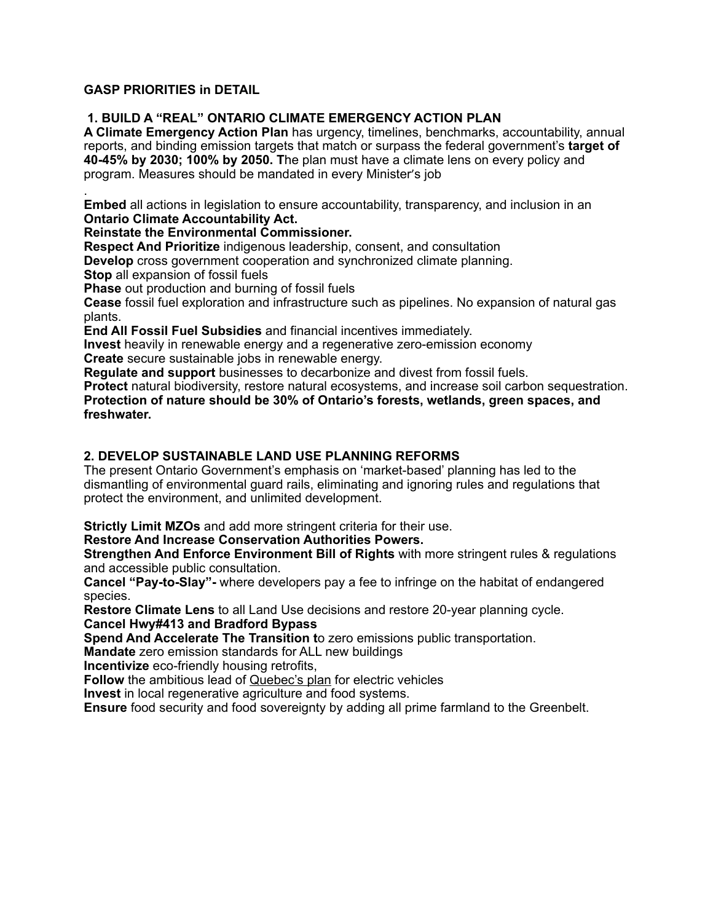**GASP PRIORITIES in DETAIL**

## 1. BUILD A "REAL" ONTARIO CLIMATE EMERGENCY ACTION PLAN

**A Climate Emergency Action Plan** has urgency, timelines, benchmarks, accountability, annual reports, and binding emission targets that match or surpass the federal government's **target of 40-45% by 2030; 100% by 2050. T**he plan must have a climate lens on every policy and program. Measures should be mandated in every Minister's job

.

**Embed** all actions in legislation to ensure accountability, transparency, and inclusion in an **Ontario Climate Accountability Act.**
**Reinstate the Environmental Commissioner.**
**Respect And Prioritize** indigenous leadership, consent, and consultation
**Develop** cross government cooperation and synchronized climate planning.
**Stop** all expansion of fossil fuels
**Phase** out production and burning of fossil fuels
**Cease** fossil fuel exploration and infrastructure such as pipelines. No expansion of natural gas plants.
**End All Fossil Fuel Subsidies** and financial incentives immediately.
**Invest** heavily in renewable energy and a regenerative zero-emission economy
**Create** secure sustainable jobs in renewable energy.
**Regulate and support** businesses to decarbonize and divest from fossil fuels.
**Protect** natural biodiversity, restore natural ecosystems, and increase soil carbon sequestration.
**Protection of nature should be 30% of Ontario's forests, wetlands, green spaces, and freshwater.**

## 2. DEVELOP SUSTAINABLE LAND USE PLANNING REFORMS

The present Ontario Government's emphasis on 'market-based' planning has led to the dismantling of environmental guard rails, eliminating and ignoring rules and regulations that protect the environment, and unlimited development.

**Strictly Limit MZOs** and add more stringent criteria for their use.
**Restore And Increase Conservation Authorities Powers.**
**Strengthen And Enforce Environment Bill of Rights** with more stringent rules & regulations and accessible public consultation.
**Cancel "Pay-to-Slay"-** where developers pay a fee to infringe on the habitat of endangered species.
**Restore Climate Lens** to all Land Use decisions and restore 20-year planning cycle.
**Cancel Hwy#413 and Bradford Bypass**
**Spend And Accelerate The Transition t**o zero emissions public transportation.
**Mandate** zero emission standards for ALL new buildings
**Incentivize** eco-friendly housing retrofits,
**Follow** the ambitious lead of Quebec's plan for electric vehicles
**Invest** in local regenerative agriculture and food systems.
**Ensure** food security and food sovereignty by adding all prime farmland to the Greenbelt.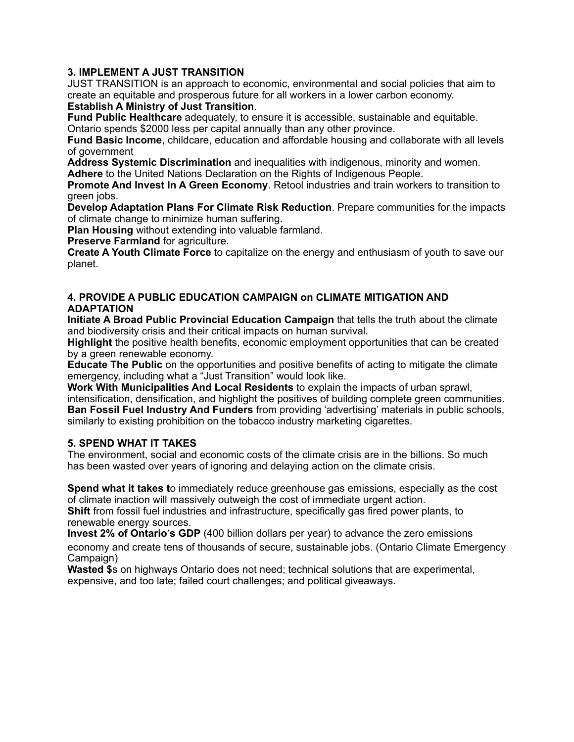### 3. IMPLEMENT A JUST TRANSITION

JUST TRANSITION is an approach to economic, environmental and social policies that aim to create an equitable and prosperous future for all workers in a lower carbon economy.

**Establish A Ministry of Just Transition**.

**Fund Public Healthcare** adequately, to ensure it is accessible, sustainable and equitable. Ontario spends $2000 less per capital annually than any other province.

**Fund Basic Income**, childcare, education and affordable housing and collaborate with all levels of government

**Address Systemic Discrimination** and inequalities with indigenous, minority and women.

**Adhere** to the United Nations Declaration on the Rights of Indigenous People.

**Promote And Invest In A Green Economy**. Retool industries and train workers to transition to green jobs.

**Develop Adaptation Plans For Climate Risk Reduction**. Prepare communities for the impacts of climate change to minimize human suffering.

**Plan Housing** without extending into valuable farmland.

**Preserve Farmland** for agriculture.

**Create A Youth Climate Force** to capitalize on the energy and enthusiasm of youth to save our planet.

### 4. PROVIDE A PUBLIC EDUCATION CAMPAIGN on CLIMATE MITIGATION AND ADAPTATION

**Initiate A Broad Public Provincial Education Campaign** that tells the truth about the climate and biodiversity crisis and their critical impacts on human survival.

**Highlight** the positive health benefits, economic employment opportunities that can be created by a green renewable economy.

**Educate The Public** on the opportunities and positive benefits of acting to mitigate the climate emergency, including what a "Just Transition" would look like.

**Work With Municipalities And Local Residents** to explain the impacts of urban sprawl, intensification, densification, and highlight the positives of building complete green communities.

**Ban Fossil Fuel Industry And Funders** from providing 'advertising' materials in public schools, similarly to existing prohibition on the tobacco industry marketing cigarettes.

### 5. SPEND WHAT IT TAKES

The environment, social and economic costs of the climate crisis are in the billions. So much has been wasted over years of ignoring and delaying action on the climate crisis.

**Spend what it takes t**o immediately reduce greenhouse gas emissions, especially as the cost of climate inaction will massively outweigh the cost of immediate urgent action.

**Shift** from fossil fuel industries and infrastructure, specifically gas fired power plants, to renewable energy sources.

**Invest 2% of Ontario's GDP** (400 billion dollars per year) to advance the zero emissions economy and create tens of thousands of secure, sustainable jobs. (Ontario Climate Emergency Campaign)

**Wasted $**s on highways Ontario does not need; technical solutions that are experimental, expensive, and too late; failed court challenges; and political giveaways.